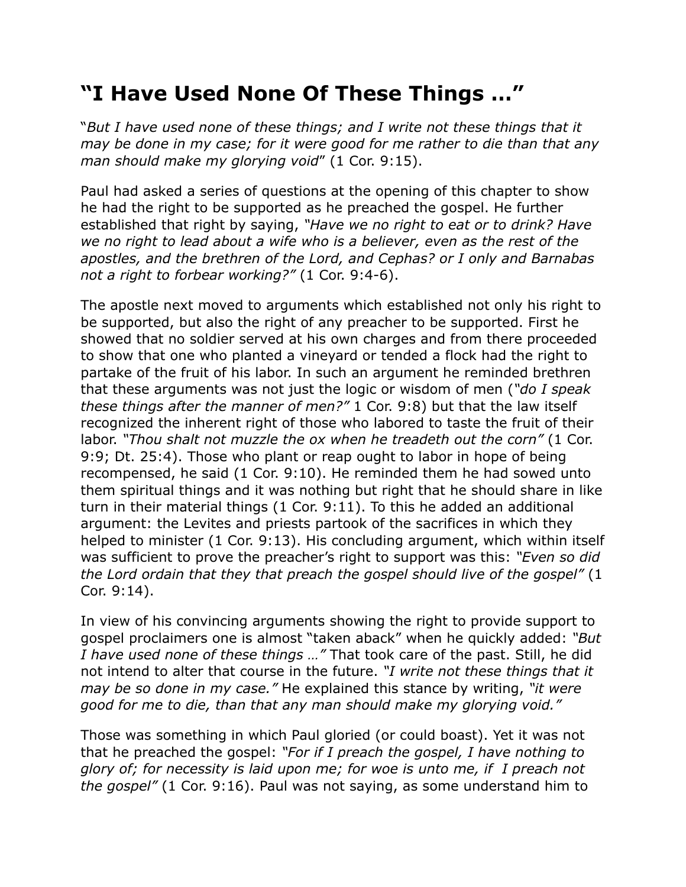# "I Have Used None Of These Things …"

"*But I have used none of these things; and I write not these things that it may be done in my case; for it were good for me rather to die than that any man should make my glorying void*" (1 Cor. 9:15).

Paul had asked a series of questions at the opening of this chapter to show he had the right to be supported as he preached the gospel. He further established that right by saying, *"Have we no right to eat or to drink? Have we no right to lead about a wife who is a believer, even as the rest of the apostles, and the brethren of the Lord, and Cephas? or I only and Barnabas not a right to forbear working?"* (1 Cor. 9:4-6).

The apostle next moved to arguments which established not only his right to be supported, but also the right of any preacher to be supported. First he showed that no soldier served at his own charges and from there proceeded to show that one who planted a vineyard or tended a flock had the right to partake of the fruit of his labor. In such an argument he reminded brethren that these arguments was not just the logic or wisdom of men (*"do I speak these things after the manner of men?"* 1 Cor. 9:8) but that the law itself recognized the inherent right of those who labored to taste the fruit of their labor. *"Thou shalt not muzzle the ox when he treadeth out the corn"* (1 Cor. 9:9; Dt. 25:4). Those who plant or reap ought to labor in hope of being recompensed, he said (1 Cor. 9:10). He reminded them he had sowed unto them spiritual things and it was nothing but right that he should share in like turn in their material things (1 Cor. 9:11). To this he added an additional argument: the Levites and priests partook of the sacrifices in which they helped to minister (1 Cor. 9:13). His concluding argument, which within itself was sufficient to prove the preacher's right to support was this: *"Even so did the Lord ordain that they that preach the gospel should live of the gospel"* (1 Cor. 9:14).

In view of his convincing arguments showing the right to provide support to gospel proclaimers one is almost "taken aback" when he quickly added: *"But I have used none of these things …"* That took care of the past. Still, he did not intend to alter that course in the future. *"I write not these things that it may be so done in my case."* He explained this stance by writing, *"it were good for me to die, than that any man should make my glorying void."*

Those was something in which Paul gloried (or could boast). Yet it was not that he preached the gospel: *"For if I preach the gospel, I have nothing to glory of; for necessity is laid upon me; for woe is unto me, if I preach not the gospel"* (1 Cor. 9:16). Paul was not saying, as some understand him to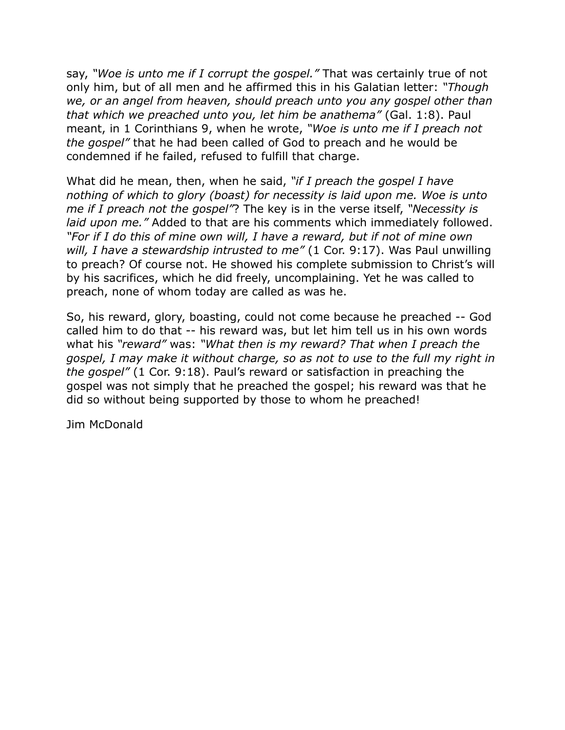say, *"Woe is unto me if I corrupt the gospel."* That was certainly true of not only him, but of all men and he affirmed this in his Galatian letter: *"Though we, or an angel from heaven, should preach unto you any gospel other than that which we preached unto you, let him be anathema"* (Gal. 1:8). Paul meant, in 1 Corinthians 9, when he wrote, *"Woe is unto me if I preach not the gospel"* that he had been called of God to preach and he would be condemned if he failed, refused to fulfill that charge.

What did he mean, then, when he said, *"if I preach the gospel I have nothing of which to glory (boast) for necessity is laid upon me. Woe is unto me if I preach not the gospel"*? The key is in the verse itself, *"Necessity is laid upon me."* Added to that are his comments which immediately followed. *"For if I do this of mine own will, I have a reward, but if not of mine own will, I have a stewardship intrusted to me"* (1 Cor. 9:17). Was Paul unwilling to preach? Of course not. He showed his complete submission to Christ's will by his sacrifices, which he did freely, uncomplaining. Yet he was called to preach, none of whom today are called as was he.

So, his reward, glory, boasting, could not come because he preached -- God called him to do that -- his reward was, but let him tell us in his own words what his *"reward"* was: *"What then is my reward? That when I preach the gospel, I may make it without charge, so as not to use to the full my right in the gospel"* (1 Cor. 9:18). Paul's reward or satisfaction in preaching the gospel was not simply that he preached the gospel; his reward was that he did so without being supported by those to whom he preached!

Jim McDonald